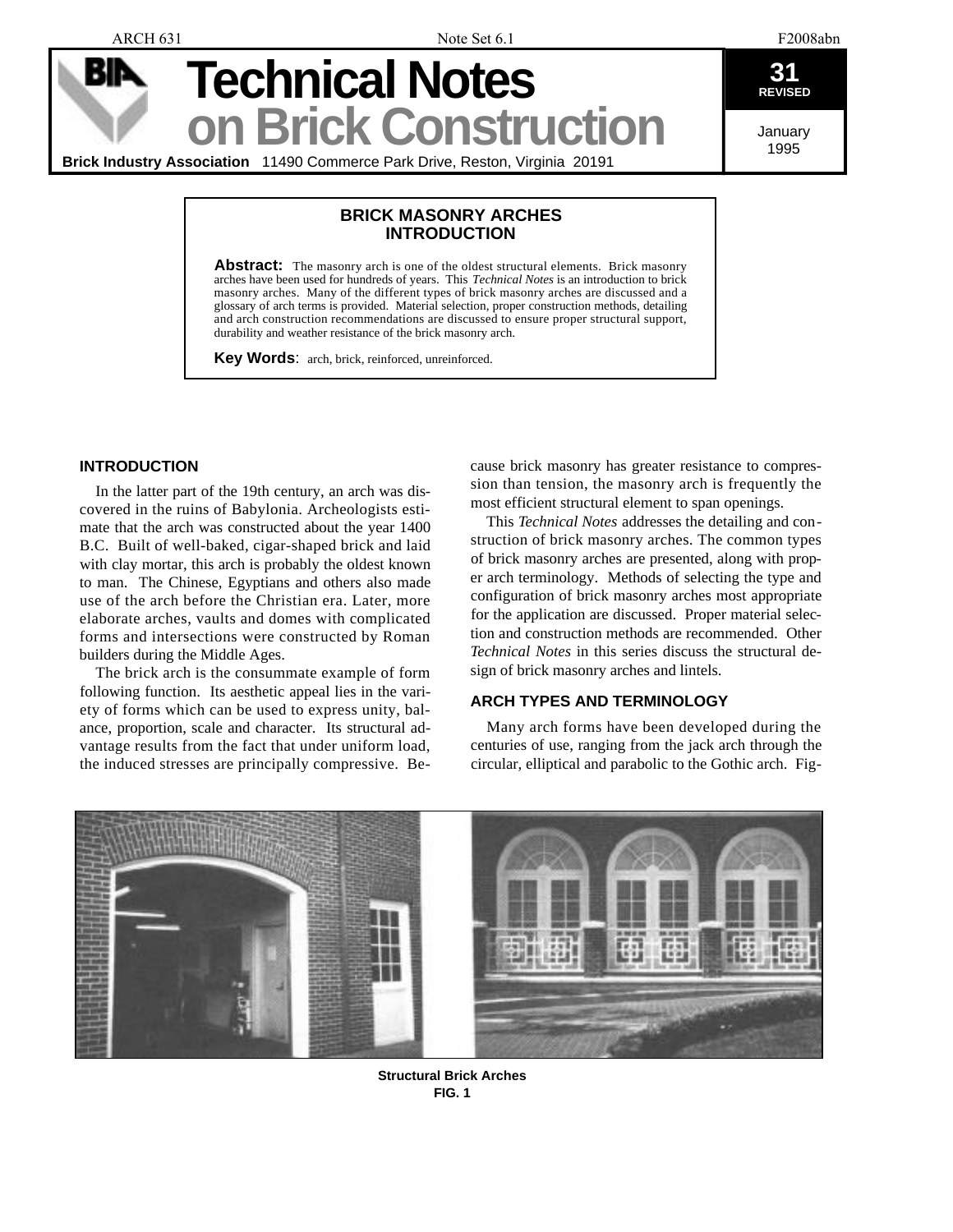# Technical Notes on Brick Construction

**Brick Industry Association** 11490 Commerce Park Drive, Reston, Virginia 20191

**31 REVISED**

January 1995

## BRICK MASONRY ARCHES INTRODUCTION

**Abstract:** The masonry arch is one of the oldest structural elements. Brick masonry arches have been used for hundreds of years. This *Technical Notes* is an introduction to brick masonry arches. Many of the different types of brick masonry arches are discussed and a glossary of arch terms is provided. Material selection, proper construction methods, detailing and arch construction recommendations are discussed to ensure proper structural support, durability and weather resistance of the brick masonry arch.

**Key Words**: arch, brick, reinforced, unreinforced.

### INTRODUCTION

In the latter part of the 19th century, an arch was discovered in the ruins of Babylonia. Archeologists estimate that the arch was constructed about the year 1400 B.C. Built of well-baked, cigar-shaped brick and laid with clay mortar, this arch is probably the oldest known to man. The Chinese, Egyptians and others also made use of the arch before the Christian era. Later, more elaborate arches, vaults and domes with complicated forms and intersections were constructed by Roman builders during the Middle Ages.

The brick arch is the consummate example of form following function. Its aesthetic appeal lies in the variety of forms which can be used to express unity, balance, proportion, scale and character. Its structural advantage results from the fact that under uniform load, the induced stresses are principally compressive. Because brick masonry has greater resistance to compression than tension, the masonry arch is frequently the most efficient structural element to span openings.

This *Technical Notes* addresses the detailing and construction of brick masonry arches. The common types of brick masonry arches are presented, along with proper arch terminology. Methods of selecting the type and configuration of brick masonry arches most appropriate for the application are discussed. Proper material selection and construction methods are recommended. Other *Technical Notes* in this series discuss the structural design of brick masonry arches and lintels.

### ARCH TYPES AND TERMINOLOGY

Many arch forms have been developed during the centuries of use, ranging from the jack arch through the circular, elliptical and parabolic to the Gothic arch. Fig-

**Structural Brick Arches**
**FIG. 1**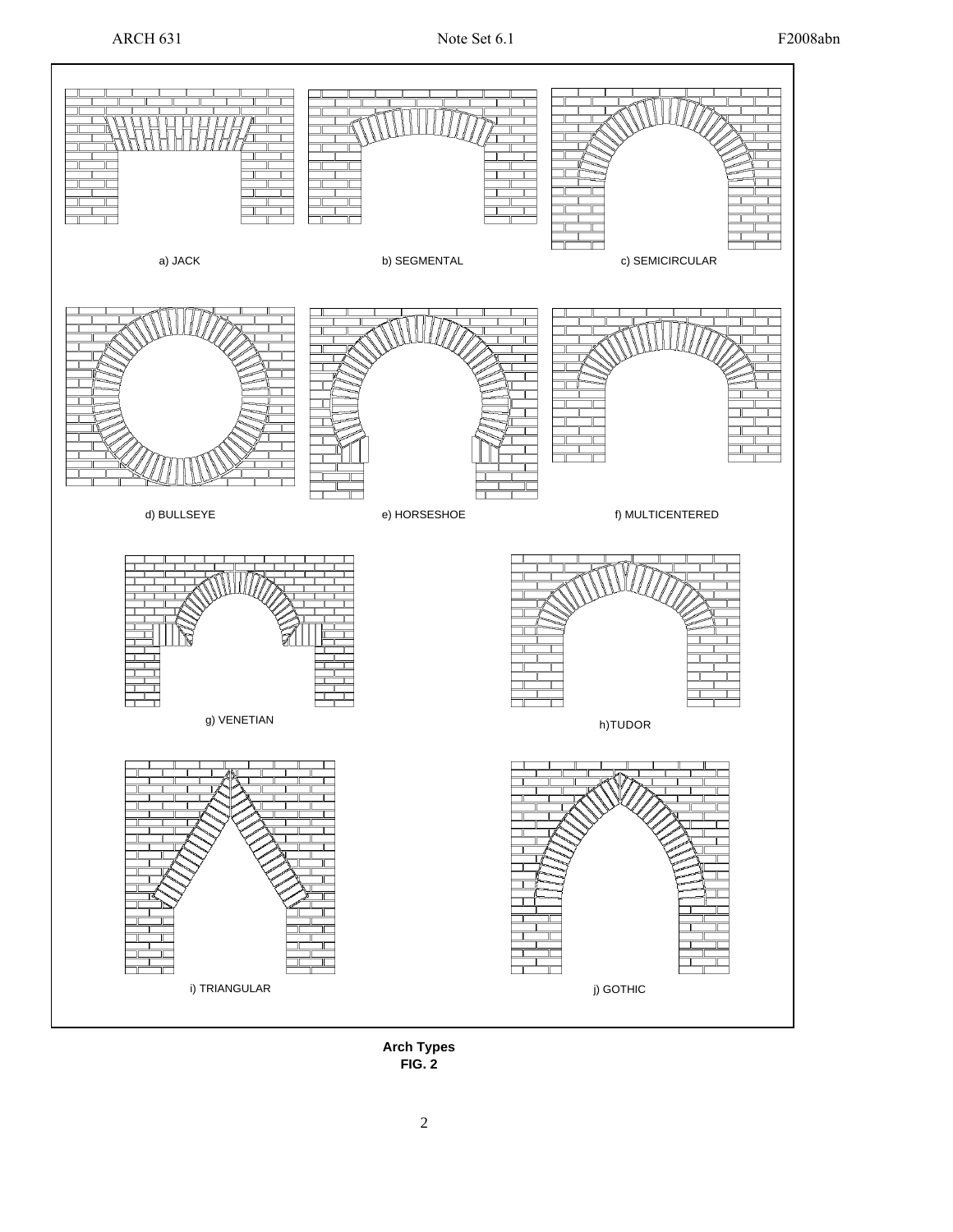a) JACK

b) SEGMENTAL

c) SEMICIRCULAR

d) BULLSEYE

e) HORSESHOE

f) MULTICENTERED

g) VENETIAN

h)TUDOR

i) TRIANGULAR

j) GOTHIC

**Arch Types**
**FIG. 2**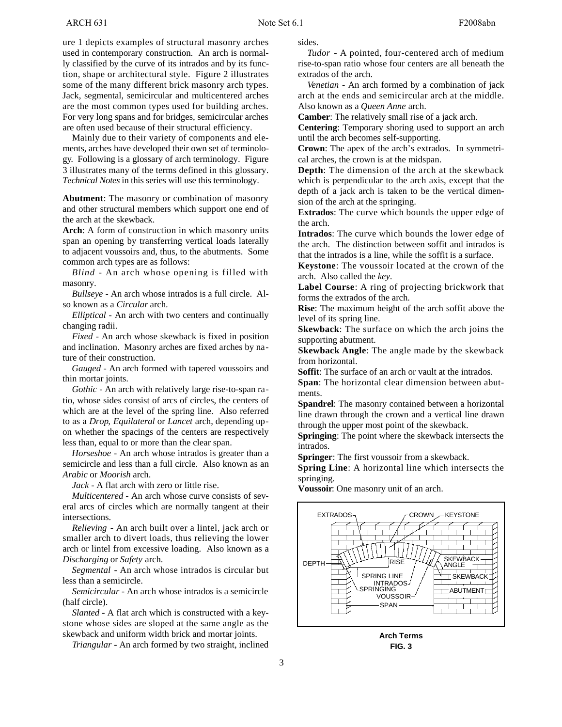ure 1 depicts examples of structural masonry arches used in contemporary construction. An arch is normally classified by the curve of its intrados and by its function, shape or architectural style. Figure 2 illustrates some of the many different brick masonry arch types. Jack, segmental, semicircular and multicentered arches are the most common types used for building arches. For very long spans and for bridges, semicircular arches are often used because of their structural efficiency.

Mainly due to their variety of components and elements, arches have developed their own set of terminology. Following is a glossary of arch terminology. Figure 3 illustrates many of the terms defined in this glossary. *Technical Notes* in this series will use this terminology.

**Abutment**: The masonry or combination of masonry and other structural members which support one end of the arch at the skewback.

**Arch**: A form of construction in which masonry units span an opening by transferring vertical loads laterally to adjacent voussoirs and, thus, to the abutments. Some common arch types are as follows:

*Blind* - An arch whose opening is filled with masonry.

*Bullseye* - An arch whose intrados is a full circle. Also known as a *Circular* arch.

*Elliptical* - An arch with two centers and continually changing radii.

*Fixed* - An arch whose skewback is fixed in position and inclination. Masonry arches are fixed arches by nature of their construction.

*Gauged* - An arch formed with tapered voussoirs and thin mortar joints.

*Gothic* - An arch with relatively large rise-to-span ratio, whose sides consist of arcs of circles, the centers of which are at the level of the spring line. Also referred to as a *Drop, Equilateral* or *Lancet* arch, depending upon whether the spacings of the centers are respectively less than, equal to or more than the clear span.

*Horseshoe* - An arch whose intrados is greater than a semicircle and less than a full circle. Also known as an *Arabic* or *Moorish* arch.

*Jack* - A flat arch with zero or little rise.

*Multicentered* - An arch whose curve consists of several arcs of circles which are normally tangent at their intersections.

*Relieving* - An arch built over a lintel, jack arch or smaller arch to divert loads, thus relieving the lower arch or lintel from excessive loading. Also known as a *Discharging* or *Safety* arch.

*Segmental* - An arch whose intrados is circular but less than a semicircle.

*Semicircular* - An arch whose intrados is a semicircle (half circle).

*Slanted* - A flat arch which is constructed with a keystone whose sides are sloped at the same angle as the skewback and uniform width brick and mortar joints.

*Triangular* - An arch formed by two straight, inclined sides.

*Tudor* - A pointed, four-centered arch of medium rise-to-span ratio whose four centers are all beneath the extrados of the arch.

*Venetian* - An arch formed by a combination of jack arch at the ends and semicircular arch at the middle. Also known as a *Queen Anne* arch.

**Camber**: The relatively small rise of a jack arch.

**Centering**: Temporary shoring used to support an arch until the arch becomes self-supporting.

**Crown**: The apex of the arch's extrados. In symmetrical arches, the crown is at the midspan.

**Depth**: The dimension of the arch at the skewback which is perpendicular to the arch axis, except that the depth of a jack arch is taken to be the vertical dimension of the arch at the springing.

**Extrados**: The curve which bounds the upper edge of the arch.

**Intrados**: The curve which bounds the lower edge of the arch. The distinction between soffit and intrados is that the intrados is a line, while the soffit is a surface.

**Keystone**: The voussoir located at the crown of the arch. Also called the *key*.

**Label Course**: A ring of projecting brickwork that forms the extrados of the arch.

**Rise**: The maximum height of the arch soffit above the level of its spring line.

**Skewback**: The surface on which the arch joins the supporting abutment.

**Skewback Angle**: The angle made by the skewback from horizontal.

**Soffit**: The surface of an arch or vault at the intrados.

**Span**: The horizontal clear dimension between abutments.

**Spandrel**: The masonry contained between a horizontal line drawn through the crown and a vertical line drawn through the upper most point of the skewback.

**Springing**: The point where the skewback intersects the intrados.

**Springer**: The first voussoir from a skewback.

**Spring Line**: A horizontal line which intersects the springing.

**Voussoir**: One masonry unit of an arch.

EXTRADOS, CROWN, KEYSTONE, DEPTH, RISE, SKEWBACK ANGLE, SPRING LINE, SKEWBACK, INTRADOS, SPRINGING, ABUTMENT, VOUSSOIR, SPAN

**Arch Terms**
**FIG. 3**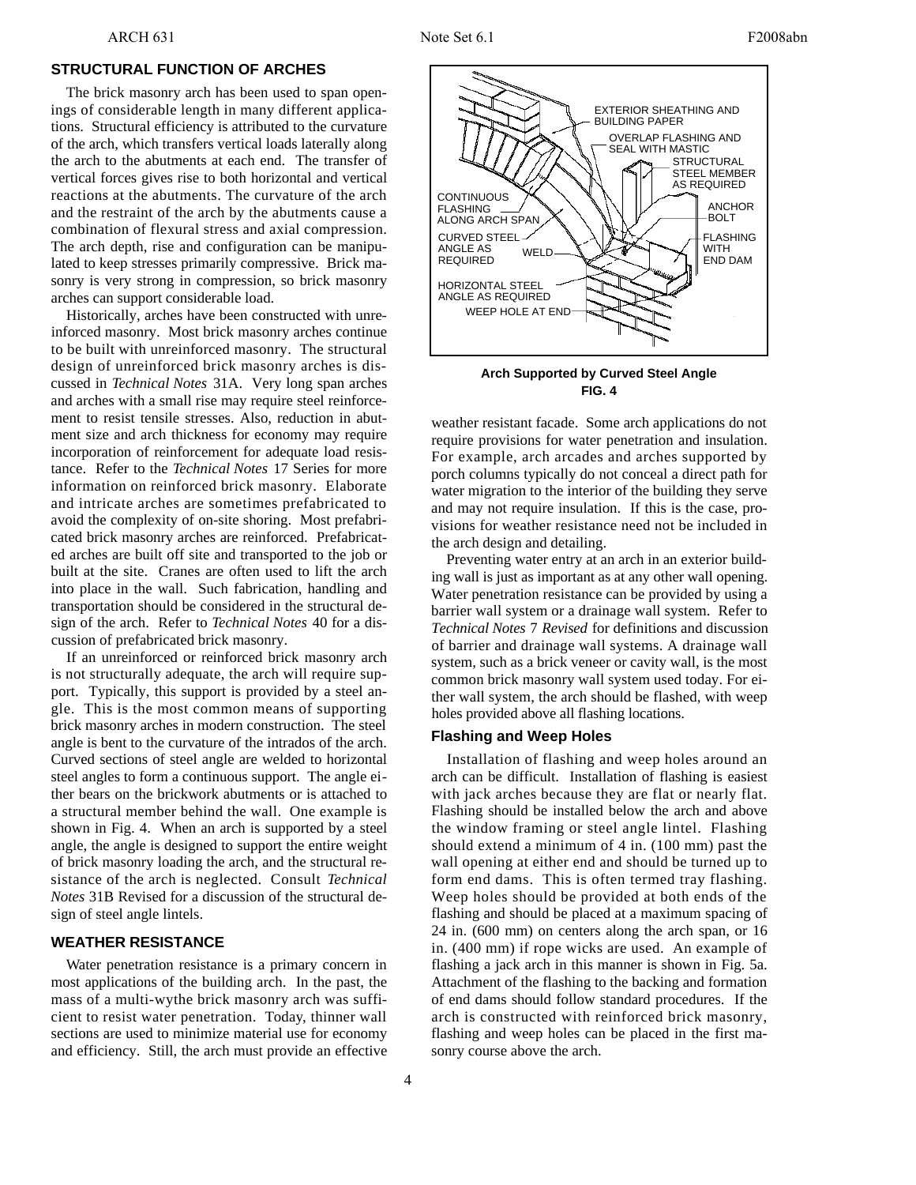## STRUCTURAL FUNCTION OF ARCHES

The brick masonry arch has been used to span openings of considerable length in many different applications. Structural efficiency is attributed to the curvature of the arch, which transfers vertical loads laterally along the arch to the abutments at each end. The transfer of vertical forces gives rise to both horizontal and vertical reactions at the abutments. The curvature of the arch and the restraint of the arch by the abutments cause a combination of flexural stress and axial compression. The arch depth, rise and configuration can be manipulated to keep stresses primarily compressive. Brick masonry is very strong in compression, so brick masonry arches can support considerable load.

Historically, arches have been constructed with unreinforced masonry. Most brick masonry arches continue to be built with unreinforced masonry. The structural design of unreinforced brick masonry arches is discussed in *Technical Notes* 31A. Very long span arches and arches with a small rise may require steel reinforcement to resist tensile stresses. Also, reduction in abutment size and arch thickness for economy may require incorporation of reinforcement for adequate load resistance. Refer to the *Technical Notes* 17 Series for more information on reinforced brick masonry. Elaborate and intricate arches are sometimes prefabricated to avoid the complexity of on-site shoring. Most prefabricated brick masonry arches are reinforced. Prefabricated arches are built off site and transported to the job or built at the site. Cranes are often used to lift the arch into place in the wall. Such fabrication, handling and transportation should be considered in the structural design of the arch. Refer to *Technical Notes* 40 for a discussion of prefabricated brick masonry.

If an unreinforced or reinforced brick masonry arch is not structurally adequate, the arch will require support. Typically, this support is provided by a steel angle. This is the most common means of supporting brick masonry arches in modern construction. The steel angle is bent to the curvature of the intrados of the arch. Curved sections of steel angle are welded to horizontal steel angles to form a continuous support. The angle either bears on the brickwork abutments or is attached to a structural member behind the wall. One example is shown in Fig. 4. When an arch is supported by a steel angle, the angle is designed to support the entire weight of brick masonry loading the arch, and the structural resistance of the arch is neglected. Consult *Technical Notes* 31B Revised for a discussion of the structural design of steel angle lintels.

EXTERIOR SHEATHING AND BUILDING PAPER
OVERLAP FLASHING AND SEAL WITH MASTIC
STRUCTURAL STEEL MEMBER AS REQUIRED
CONTINUOUS FLASHING ALONG ARCH SPAN
ANCHOR BOLT
CURVED STEEL ANGLE AS REQUIRED
WELD
FLASHING WITH END DAM
HORIZONTAL STEEL ANGLE AS REQUIRED
WEEP HOLE AT END

**Arch Supported by Curved Steel Angle**
**FIG. 4**

## WEATHER RESISTANCE

Water penetration resistance is a primary concern in most applications of the building arch. In the past, the mass of a multi-wythe brick masonry arch was sufficient to resist water penetration. Today, thinner wall sections are used to minimize material use for economy and efficiency. Still, the arch must provide an effective weather resistant facade. Some arch applications do not require provisions for water penetration and insulation. For example, arch arcades and arches supported by porch columns typically do not conceal a direct path for water migration to the interior of the building they serve and may not require insulation. If this is the case, provisions for weather resistance need not be included in the arch design and detailing.

Preventing water entry at an arch in an exterior building wall is just as important as at any other wall opening. Water penetration resistance can be provided by using a barrier wall system or a drainage wall system. Refer to *Technical Notes* 7 *Revised* for definitions and discussion of barrier and drainage wall systems. A drainage wall system, such as a brick veneer or cavity wall, is the most common brick masonry wall system used today. For either wall system, the arch should be flashed, with weep holes provided above all flashing locations.

### Flashing and Weep Holes

Installation of flashing and weep holes around an arch can be difficult. Installation of flashing is easiest with jack arches because they are flat or nearly flat. Flashing should be installed below the arch and above the window framing or steel angle lintel. Flashing should extend a minimum of 4 in. (100 mm) past the wall opening at either end and should be turned up to form end dams. This is often termed tray flashing. Weep holes should be provided at both ends of the flashing and should be placed at a maximum spacing of 24 in. (600 mm) on centers along the arch span, or 16 in. (400 mm) if rope wicks are used. An example of flashing a jack arch in this manner is shown in Fig. 5a. Attachment of the flashing to the backing and formation of end dams should follow standard procedures. If the arch is constructed with reinforced brick masonry, flashing and weep holes can be placed in the first masonry course above the arch.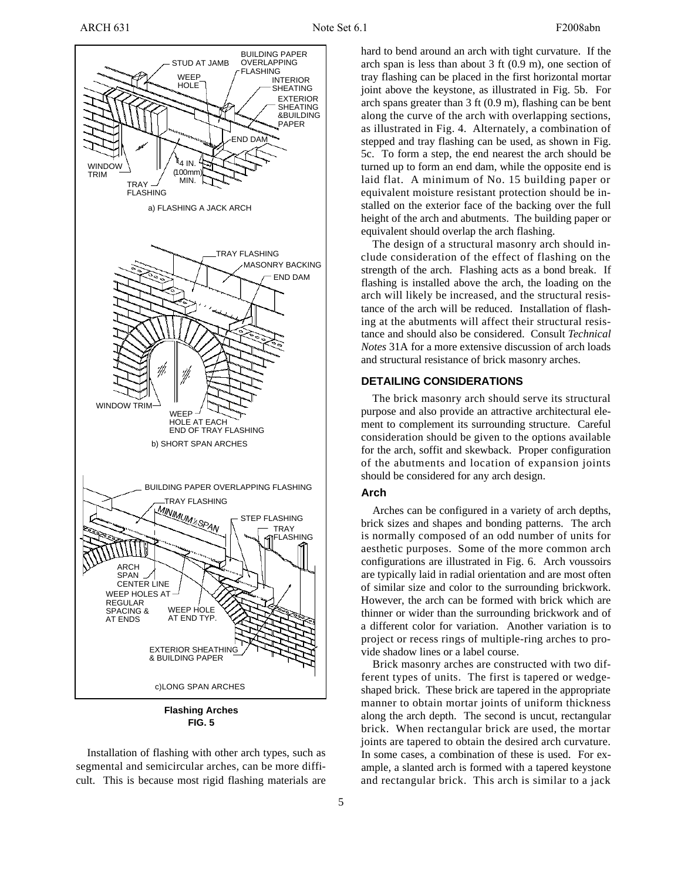**Flashing Arches**
**FIG. 5**

Installation of flashing with other arch types, such as segmental and semicircular arches, can be more difficult. This is because most rigid flashing materials are hard to bend around an arch with tight curvature. If the arch span is less than about 3 ft (0.9 m), one section of tray flashing can be placed in the first horizontal mortar joint above the keystone, as illustrated in Fig. 5b. For arch spans greater than 3 ft (0.9 m), flashing can be bent along the curve of the arch with overlapping sections, as illustrated in Fig. 4. Alternately, a combination of stepped and tray flashing can be used, as shown in Fig. 5c. To form a step, the end nearest the arch should be turned up to form an end dam, while the opposite end is laid flat. A minimum of No. 15 building paper or equivalent moisture resistant protection should be installed on the exterior face of the backing over the full height of the arch and abutments. The building paper or equivalent should overlap the arch flashing.

The design of a structural masonry arch should include consideration of the effect of flashing on the strength of the arch. Flashing acts as a bond break. If flashing is installed above the arch, the loading on the arch will likely be increased, and the structural resistance of the arch will be reduced. Installation of flashing at the abutments will affect their structural resistance and should also be considered. Consult *Technical Notes* 31A for a more extensive discussion of arch loads and structural resistance of brick masonry arches.

## DETAILING CONSIDERATIONS

The brick masonry arch should serve its structural purpose and also provide an attractive architectural element to complement its surrounding structure. Careful consideration should be given to the options available for the arch, soffit and skewback. Proper configuration of the abutments and location of expansion joints should be considered for any arch design.

### Arch

Arches can be configured in a variety of arch depths, brick sizes and shapes and bonding patterns. The arch is normally composed of an odd number of units for aesthetic purposes. Some of the more common arch configurations are illustrated in Fig. 6. Arch voussoirs are typically laid in radial orientation and are most often of similar size and color to the surrounding brickwork. However, the arch can be formed with brick which are thinner or wider than the surrounding brickwork and of a different color for variation. Another variation is to project or recess rings of multiple-ring arches to provide shadow lines or a label course.

Brick masonry arches are constructed with two different types of units. The first is tapered or wedge-shaped brick. These brick are tapered in the appropriate manner to obtain mortar joints of uniform thickness along the arch depth. The second is uncut, rectangular brick. When rectangular brick are used, the mortar joints are tapered to obtain the desired arch curvature. In some cases, a combination of these is used. For example, a slanted arch is formed with a tapered keystone and rectangular brick. This arch is similar to a jack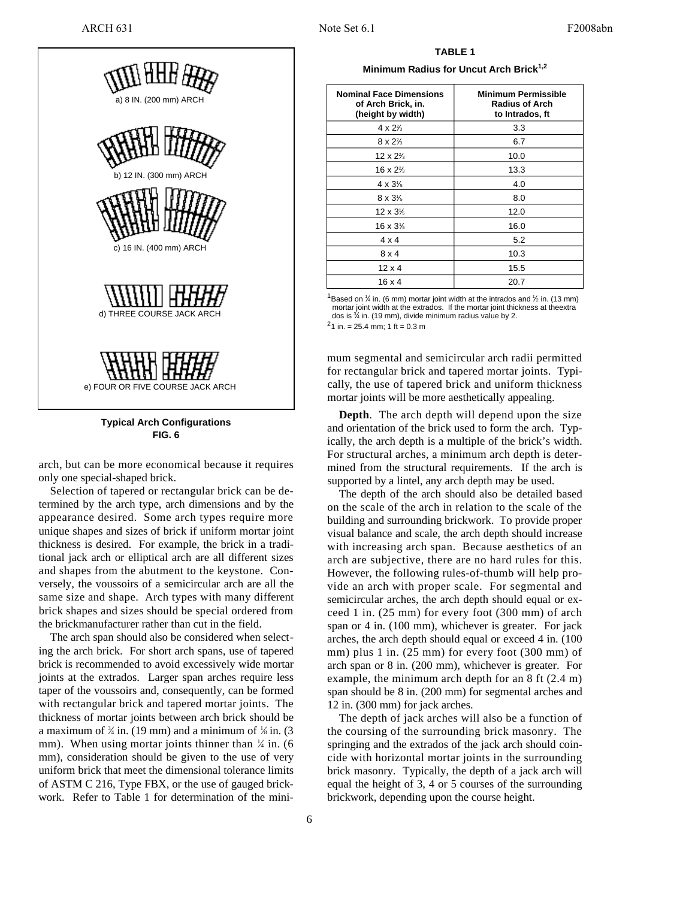a) 8 IN. (200 mm) ARCH

b) 12 IN. (300 mm) ARCH

c) 16 IN. (400 mm) ARCH

d) THREE COURSE JACK ARCH

e) FOUR OR FIVE COURSE JACK ARCH

**Typical Arch Configurations**
**FIG. 6**

arch, but can be more economical because it requires only one special-shaped brick.

Selection of tapered or rectangular brick can be determined by the arch type, arch dimensions and by the appearance desired. Some arch types require more unique shapes and sizes of brick if uniform mortar joint thickness is desired. For example, the brick in a traditional jack arch or elliptical arch are all different sizes and shapes from the abutment to the keystone. Conversely, the voussoirs of a semicircular arch are all the same size and shape. Arch types with many different brick shapes and sizes should be special ordered from the brickmanufacturer rather than cut in the field.

The arch span should also be considered when selecting the arch brick. For short arch spans, use of tapered brick is recommended to avoid excessively wide mortar joints at the extrados. Larger span arches require less taper of the voussoirs and, consequently, can be formed with rectangular brick and tapered mortar joints. The thickness of mortar joints between arch brick should be a maximum of ¾ in. (19 mm) and a minimum of ⅛ in. (3 mm). When using mortar joints thinner than ¼ in. (6 mm), consideration should be given to the use of very uniform brick that meet the dimensional tolerance limits of ASTM C 216, Type FBX, or the use of gauged brickwork. Refer to Table 1 for determination of the minimum segmental and semicircular arch radii permitted for rectangular brick and tapered mortar joints. Typically, the use of tapered brick and uniform thickness mortar joints will be more aesthetically appealing.

**TABLE 1**

**Minimum Radius for Uncut Arch Brick[1,2]**

| Nominal Face Dimensions of Arch Brick, in. (height by width) | Minimum Permissible Radius of Arch to Intrados, ft |
|---|---|
| 4 x 2⅔ | 3.3 |
| 8 x 2⅔ | 6.7 |
| 12 x 2⅔ | 10.0 |
| 16 x 2⅔ | 13.3 |
| 4 x 3⅕ | 4.0 |
| 8 x 3⅕ | 8.0 |
| 12 x 3⅕ | 12.0 |
| 16 x 3⅕ | 16.0 |
| 4 x 4 | 5.2 |
| 8 x 4 | 10.3 |
| 12 x 4 | 15.5 |
| 16 x 4 | 20.7 |

[1]Based on ¼ in. (6 mm) mortar joint width at the intrados and ½ in. (13 mm) mortar joint width at the extrados. If the mortar joint thickness at theextra dos is ¾ in. (19 mm), divide minimum radius value by 2.

[2]1 in. = 25.4 mm; 1 ft = 0.3 m

**Depth**. The arch depth will depend upon the size and orientation of the brick used to form the arch. Typically, the arch depth is a multiple of the brick's width. For structural arches, a minimum arch depth is determined from the structural requirements. If the arch is supported by a lintel, any arch depth may be used.

The depth of the arch should also be detailed based on the scale of the arch in relation to the scale of the building and surrounding brickwork. To provide proper visual balance and scale, the arch depth should increase with increasing arch span. Because aesthetics of an arch are subjective, there are no hard rules for this. However, the following rules-of-thumb will help provide an arch with proper scale. For segmental and semicircular arches, the arch depth should equal or exceed 1 in. (25 mm) for every foot (300 mm) of arch span or 4 in. (100 mm), whichever is greater. For jack arches, the arch depth should equal or exceed 4 in. (100 mm) plus 1 in. (25 mm) for every foot (300 mm) of arch span or 8 in. (200 mm), whichever is greater. For example, the minimum arch depth for an 8 ft (2.4 m) span should be 8 in. (200 mm) for segmental arches and 12 in. (300 mm) for jack arches.

The depth of jack arches will also be a function of the coursing of the surrounding brick masonry. The springing and the extrados of the jack arch should coincide with horizontal mortar joints in the surrounding brick masonry. Typically, the depth of a jack arch will equal the height of 3, 4 or 5 courses of the surrounding brickwork, depending upon the course height.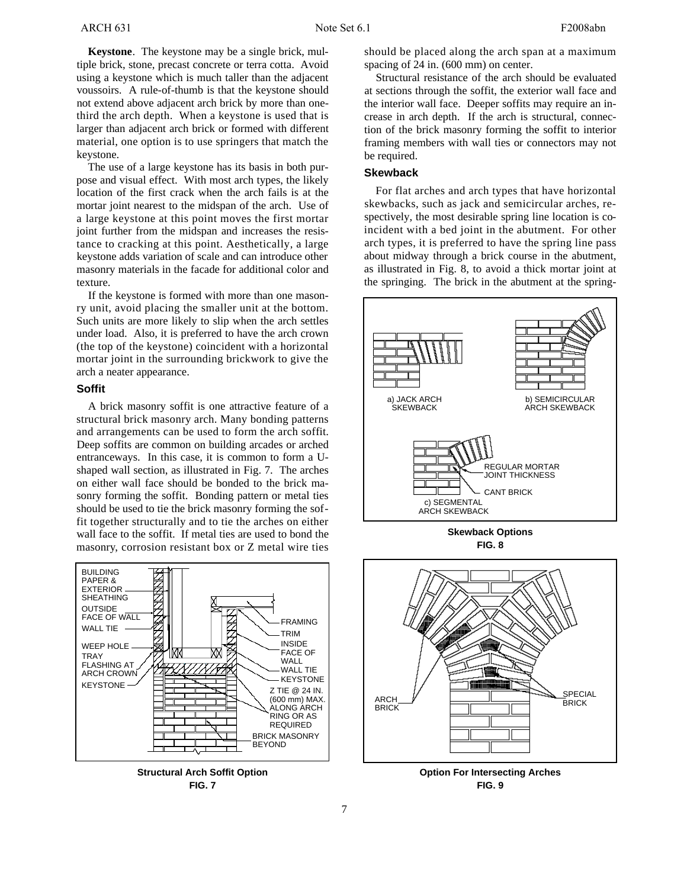**Keystone**. The keystone may be a single brick, multiple brick, stone, precast concrete or terra cotta. Avoid using a keystone which is much taller than the adjacent voussoirs. A rule-of-thumb is that the keystone should not extend above adjacent arch brick by more than one-third the arch depth. When a keystone is used that is larger than adjacent arch brick or formed with different material, one option is to use springers that match the keystone.

The use of a large keystone has its basis in both purpose and visual effect. With most arch types, the likely location of the first crack when the arch fails is at the mortar joint nearest to the midspan of the arch. Use of a large keystone at this point moves the first mortar joint further from the midspan and increases the resistance to cracking at this point. Aesthetically, a large keystone adds variation of scale and can introduce other masonry materials in the facade for additional color and texture.

If the keystone is formed with more than one masonry unit, avoid placing the smaller unit at the bottom. Such units are more likely to slip when the arch settles under load. Also, it is preferred to have the arch crown (the top of the keystone) coincident with a horizontal mortar joint in the surrounding brickwork to give the arch a neater appearance.

### Soffit

A brick masonry soffit is one attractive feature of a structural brick masonry arch. Many bonding patterns and arrangements can be used to form the arch soffit. Deep soffits are common on building arcades or arched entranceways. In this case, it is common to form a U-shaped wall section, as illustrated in Fig. 7. The arches on either wall face should be bonded to the brick masonry forming the soffit. Bonding pattern or metal ties should be used to tie the brick masonry forming the soffit together structurally and to tie the arches on either wall face to the soffit. If metal ties are used to bond the masonry, corrosion resistant box or Z metal wire ties should be placed along the arch span at a maximum spacing of 24 in. (600 mm) on center.

Structural resistance of the arch should be evaluated at sections through the soffit, the exterior wall face and the interior wall face. Deeper soffits may require an increase in arch depth. If the arch is structural, connection of the brick masonry forming the soffit to interior framing members with wall ties or connectors may not be required.

**Structural Arch Soffit Option**
**FIG. 7**

### Skewback

For flat arches and arch types that have horizontal skewbacks, such as jack and semicircular arches, respectively, the most desirable spring line location is coincident with a bed joint in the abutment. For other arch types, it is preferred to have the spring line pass about midway through a brick course in the abutment, as illustrated in Fig. 8, to avoid a thick mortar joint at the springing. The brick in the abutment at the spring-

**Skewback Options**
**FIG. 8**

**Option For Intersecting Arches**
**FIG. 9**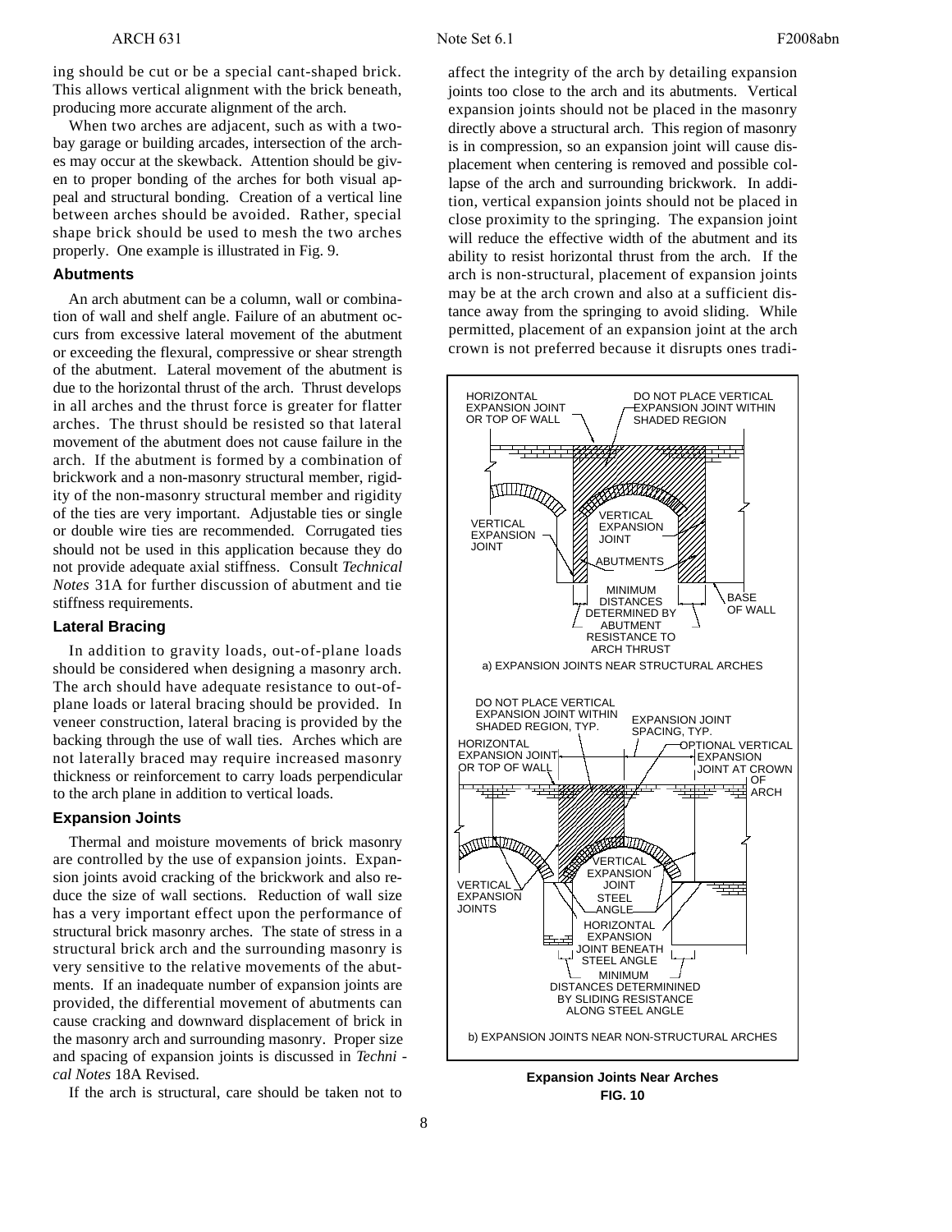ing should be cut or be a special cant-shaped brick. This allows vertical alignment with the brick beneath, producing more accurate alignment of the arch.

When two arches are adjacent, such as with a two-bay garage or building arcades, intersection of the arches may occur at the skewback. Attention should be given to proper bonding of the arches for both visual appeal and structural bonding. Creation of a vertical line between arches should be avoided. Rather, special shape brick should be used to mesh the two arches properly. One example is illustrated in Fig. 9.

### Abutments

An arch abutment can be a column, wall or combination of wall and shelf angle. Failure of an abutment occurs from excessive lateral movement of the abutment or exceeding the flexural, compressive or shear strength of the abutment. Lateral movement of the abutment is due to the horizontal thrust of the arch. Thrust develops in all arches and the thrust force is greater for flatter arches. The thrust should be resisted so that lateral movement of the abutment does not cause failure in the arch. If the abutment is formed by a combination of brickwork and a non-masonry structural member, rigidity of the non-masonry structural member and rigidity of the ties are very important. Adjustable ties or single or double wire ties are recommended. Corrugated ties should not be used in this application because they do not provide adequate axial stiffness. Consult *Technical Notes* 31A for further discussion of abutment and tie stiffness requirements.

### Lateral Bracing

In addition to gravity loads, out-of-plane loads should be considered when designing a masonry arch. The arch should have adequate resistance to out-of-plane loads or lateral bracing should be provided. In veneer construction, lateral bracing is provided by the backing through the use of wall ties. Arches which are not laterally braced may require increased masonry thickness or reinforcement to carry loads perpendicular to the arch plane in addition to vertical loads.

### Expansion Joints

Thermal and moisture movements of brick masonry are controlled by the use of expansion joints. Expansion joints avoid cracking of the brickwork and also reduce the size of wall sections. Reduction of wall size has a very important effect upon the performance of structural brick masonry arches. The state of stress in a structural brick arch and the surrounding masonry is very sensitive to the relative movements of the abutments. If an inadequate number of expansion joints are provided, the differential movement of abutments can cause cracking and downward displacement of brick in the masonry arch and surrounding masonry. Proper size and spacing of expansion joints is discussed in *Technical Notes* 18A Revised.

If the arch is structural, care should be taken not to affect the integrity of the arch by detailing expansion joints too close to the arch and its abutments. Vertical expansion joints should not be placed in the masonry directly above a structural arch. This region of masonry is in compression, so an expansion joint will cause displacement when centering is removed and possible collapse of the arch and surrounding brickwork. In addition, vertical expansion joints should not be placed in close proximity to the springing. The expansion joint will reduce the effective width of the abutment and its ability to resist horizontal thrust from the arch. If the arch is non-structural, placement of expansion joints may be at the arch crown and also at a sufficient distance away from the springing to avoid sliding. While permitted, placement of an expansion joint at the arch crown is not preferred because it disrupts ones tradi-

a) EXPANSION JOINTS NEAR STRUCTURAL ARCHES

b) EXPANSION JOINTS NEAR NON-STRUCTURAL ARCHES

**Expansion Joints Near Arches**
**FIG. 10**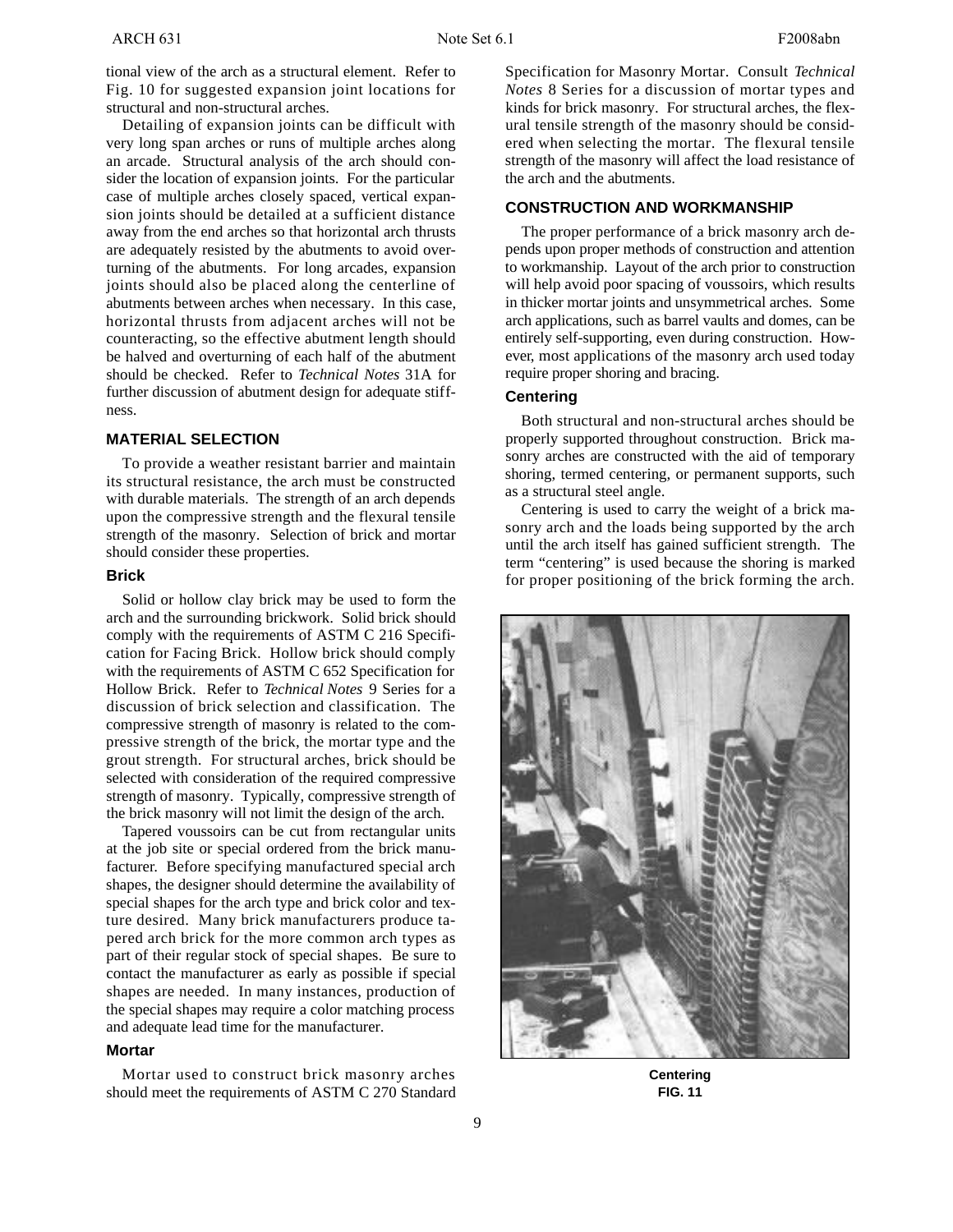tional view of the arch as a structural element. Refer to Fig. 10 for suggested expansion joint locations for structural and non-structural arches.

Detailing of expansion joints can be difficult with very long span arches or runs of multiple arches along an arcade. Structural analysis of the arch should consider the location of expansion joints. For the particular case of multiple arches closely spaced, vertical expansion joints should be detailed at a sufficient distance away from the end arches so that horizontal arch thrusts are adequately resisted by the abutments to avoid overturning of the abutments. For long arcades, expansion joints should also be placed along the centerline of abutments between arches when necessary. In this case, horizontal thrusts from adjacent arches will not be counteracting, so the effective abutment length should be halved and overturning of each half of the abutment should be checked. Refer to *Technical Notes* 31A for further discussion of abutment design for adequate stiffness.

## MATERIAL SELECTION

To provide a weather resistant barrier and maintain its structural resistance, the arch must be constructed with durable materials. The strength of an arch depends upon the compressive strength and the flexural tensile strength of the masonry. Selection of brick and mortar should consider these properties.

### Brick

Solid or hollow clay brick may be used to form the arch and the surrounding brickwork. Solid brick should comply with the requirements of ASTM C 216 Specification for Facing Brick. Hollow brick should comply with the requirements of ASTM C 652 Specification for Hollow Brick. Refer to *Technical Notes* 9 Series for a discussion of brick selection and classification. The compressive strength of masonry is related to the compressive strength of the brick, the mortar type and the grout strength. For structural arches, brick should be selected with consideration of the required compressive strength of masonry. Typically, compressive strength of the brick masonry will not limit the design of the arch.

Tapered voussoirs can be cut from rectangular units at the job site or special ordered from the brick manufacturer. Before specifying manufactured special arch shapes, the designer should determine the availability of special shapes for the arch type and brick color and texture desired. Many brick manufacturers produce tapered arch brick for the more common arch types as part of their regular stock of special shapes. Be sure to contact the manufacturer as early as possible if special shapes are needed. In many instances, production of the special shapes may require a color matching process and adequate lead time for the manufacturer.

### Mortar

Mortar used to construct brick masonry arches should meet the requirements of ASTM C 270 Standard Specification for Masonry Mortar. Consult *Technical Notes* 8 Series for a discussion of mortar types and kinds for brick masonry. For structural arches, the flexural tensile strength of the masonry should be considered when selecting the mortar. The flexural tensile strength of the masonry will affect the load resistance of the arch and the abutments.

## CONSTRUCTION AND WORKMANSHIP

The proper performance of a brick masonry arch depends upon proper methods of construction and attention to workmanship. Layout of the arch prior to construction will help avoid poor spacing of voussoirs, which results in thicker mortar joints and unsymmetrical arches. Some arch applications, such as barrel vaults and domes, can be entirely self-supporting, even during construction. However, most applications of the masonry arch used today require proper shoring and bracing.

### Centering

Both structural and non-structural arches should be properly supported throughout construction. Brick masonry arches are constructed with the aid of temporary shoring, termed centering, or permanent supports, such as a structural steel angle.

Centering is used to carry the weight of a brick masonry arch and the loads being supported by the arch until the arch itself has gained sufficient strength. The term "centering" is used because the shoring is marked for proper positioning of the brick forming the arch.

**Centering**
**FIG. 11**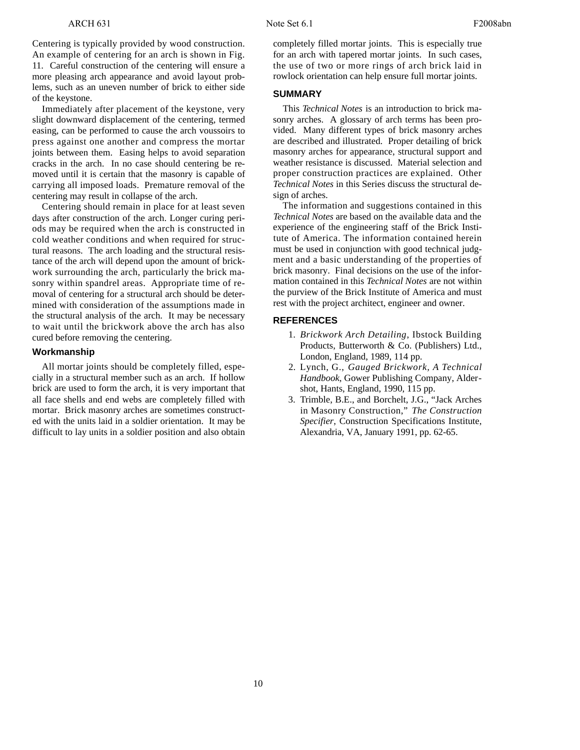Centering is typically provided by wood construction. An example of centering for an arch is shown in Fig. 11. Careful construction of the centering will ensure a more pleasing arch appearance and avoid layout problems, such as an uneven number of brick to either side of the keystone.

Immediately after placement of the keystone, very slight downward displacement of the centering, termed easing, can be performed to cause the arch voussoirs to press against one another and compress the mortar joints between them. Easing helps to avoid separation cracks in the arch. In no case should centering be removed until it is certain that the masonry is capable of carrying all imposed loads. Premature removal of the centering may result in collapse of the arch.

Centering should remain in place for at least seven days after construction of the arch. Longer curing periods may be required when the arch is constructed in cold weather conditions and when required for structural reasons. The arch loading and the structural resistance of the arch will depend upon the amount of brickwork surrounding the arch, particularly the brick masonry within spandrel areas. Appropriate time of removal of centering for a structural arch should be determined with consideration of the assumptions made in the structural analysis of the arch. It may be necessary to wait until the brickwork above the arch has also cured before removing the centering.

### Workmanship

All mortar joints should be completely filled, especially in a structural member such as an arch. If hollow brick are used to form the arch, it is very important that all face shells and end webs are completely filled with mortar. Brick masonry arches are sometimes constructed with the units laid in a soldier orientation. It may be difficult to lay units in a soldier position and also obtain completely filled mortar joints. This is especially true for an arch with tapered mortar joints. In such cases, the use of two or more rings of arch brick laid in rowlock orientation can help ensure full mortar joints.

## SUMMARY

This *Technical Notes* is an introduction to brick masonry arches. A glossary of arch terms has been provided. Many different types of brick masonry arches are described and illustrated. Proper detailing of brick masonry arches for appearance, structural support and weather resistance is discussed. Material selection and proper construction practices are explained. Other *Technical Notes* in this Series discuss the structural design of arches.

The information and suggestions contained in this *Technical Notes* are based on the available data and the experience of the engineering staff of the Brick Institute of America. The information contained herein must be used in conjunction with good technical judgment and a basic understanding of the properties of brick masonry. Final decisions on the use of the information contained in this *Technical Notes* are not within the purview of the Brick Institute of America and must rest with the project architect, engineer and owner.

## REFERENCES

1. *Brickwork Arch Detailing*, Ibstock Building Products, Butterworth & Co. (Publishers) Ltd., London, England, 1989, 114 pp.
2. Lynch, G., *Gauged Brickwork, A Technical Handbook*, Gower Publishing Company, Aldershot, Hants, England, 1990, 115 pp.
3. Trimble, B.E., and Borchelt, J.G., "Jack Arches in Masonry Construction," *The Construction Specifier*, Construction Specifications Institute, Alexandria, VA, January 1991, pp. 62-65.